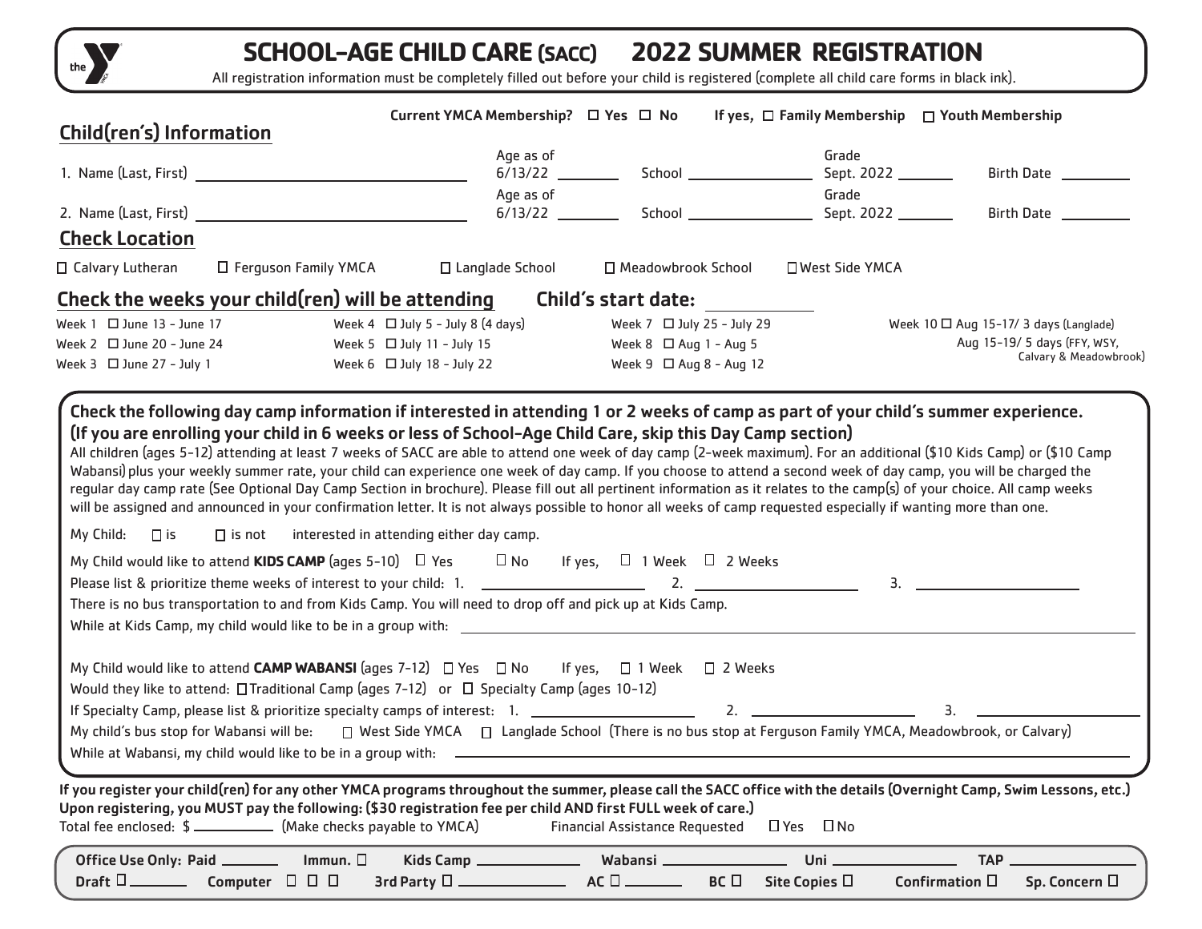# SCHOOL-AGE CHILD CARE (SACC) 2022 SUMMER REGISTRATION

All registration information must be completely filled out before your child is registered (complete all child care forms in black ink).

## Child(ren's) Information

**Current YMCA Membership?** ☐ Yes ☐ No **If yes,** ☐ **Family Membership** ☐ **Youth Membership**

1. Name (Last, First) ____________ Age as of 6/13/22 ______ School ______ Grade Sept. 2022 ______ Birth Date ______

2. Name (Last, First) ____________ Age as of 6/13/22 ______ School ______ Grade Sept. 2022 ______ Birth Date ______

## Check Location

☐ Calvary Lutheran ☐ Ferguson Family YMCA ☐ Langlade School ☐ Meadowbrook School ☐ West Side YMCA

## Check the weeks your child(ren) will be attending

**Child's start date:** ____________

- Week 1 ☐ June 13 - June 17
- Week 2 ☐ June 20 - June 24
- Week 3 ☐ June 27 - July 1
- Week 4 ☐ July 5 - July 8 (4 days)
- Week 5 ☐ July 11 - July 15
- Week 6 ☐ July 18 - July 22
- Week 7 ☐ July 25 - July 29
- Week 8 ☐ Aug 1 - Aug 5
- Week 9 ☐ Aug 8 - Aug 12
- Week 10 ☐ Aug 15-17/ 3 days (Langlade)
  Aug 15-19/ 5 days (FFY, WSY, Calvary & Meadowbrook)

---

**Check the following day camp information if interested in attending 1 or 2 weeks of camp as part of your child's summer experience. (If you are enrolling your child in 6 weeks or less of School-Age Child Care, skip this Day Camp section)**

All children (ages 5-12) attending at least 7 weeks of SACC are able to attend one week of day camp (2-week maximum). For an additional ($10 Kids Camp) or ($10 Camp Wabansi) plus your weekly summer rate, your child can experience one week of day camp. If you choose to attend a second week of day camp, you will be charged the regular day camp rate (See Optional Day Camp Section in brochure). Please fill out all pertinent information as it relates to the camp(s) of your choice. All camp weeks will be assigned and announced in your confirmation letter. It is not always possible to honor all weeks of camp requested especially if wanting more than one.

My Child: ☐ is ☐ is not interested in attending either day camp.

My Child would like to attend **KIDS CAMP** (ages 5-10) ☐ Yes ☐ No If yes, ☐ 1 Week ☐ 2 Weeks

Please list & prioritize theme weeks of interest to your child: 1. ____________ 2. ____________ 3. ____________

There is no bus transportation to and from Kids Camp. You will need to drop off and pick up at Kids Camp.

While at Kids Camp, my child would like to be in a group with: ____________

My Child would like to attend **CAMP WABANSI** (ages 7-12) ☐ Yes ☐ No If yes, ☐ 1 Week ☐ 2 Weeks

Would they like to attend: ☐ Traditional Camp (ages 7-12) or ☐ Specialty Camp (ages 10-12)

If Specialty Camp, please list & prioritize specialty camps of interest: 1. ____________ 2. ____________ 3. ____________

My child's bus stop for Wabansi will be: ☐ West Side YMCA ☐ Langlade School (There is no bus stop at Ferguson Family YMCA, Meadowbrook, or Calvary)

While at Wabansi, my child would like to be in a group with: ____________

---

**If you register your child(ren) for any other YMCA programs throughout the summer, please call the SACC office with the details (Overnight Camp, Swim Lessons, etc.)**

**Upon registering, you MUST pay the following: ($30 registration fee per child AND first FULL week of care.)**

Total fee enclosed: $ ________ (Make checks payable to YMCA) Financial Assistance Requested ☐ Yes ☐ No

**Office Use Only: Paid** ______ **Immun.** ☐ **Kids Camp** ______ **Wabansi** ______ **Uni** ______ **TAP** ______
**Draft** ☐ ______ **Computer** ☐ ☐ ☐ **3rd Party** ☐ ______ **AC** ☐ ______ **BC** ☐ **Site Copies** ☐ **Confirmation** ☐ **Sp. Concern** ☐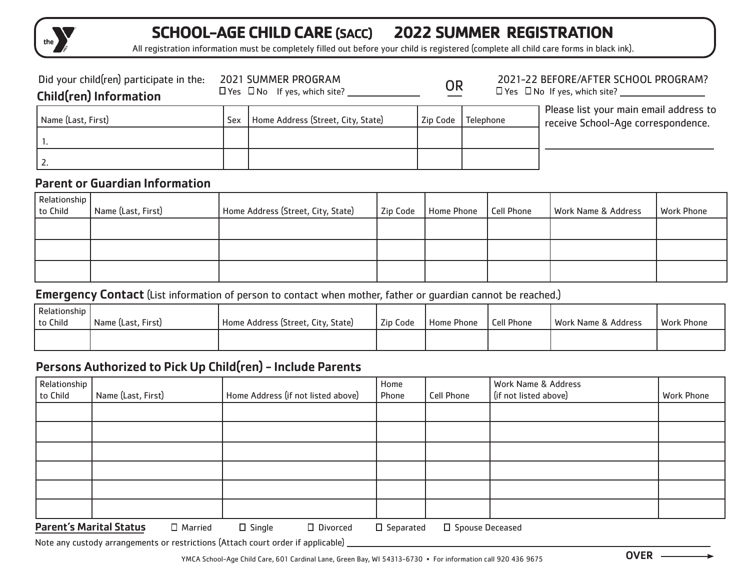# SCHOOL-AGE CHILD CARE (SACC) 2022 SUMMER REGISTRATION

All registration information must be completely filled out before your child is registered (complete all child care forms in black ink).

Did your child(ren) participate in the: 2021 SUMMER PROGRAM ☐ Yes ☐ No If yes, which site? ____________ OR 2021-22 BEFORE/AFTER SCHOOL PROGRAM? ☐ Yes ☐ No If yes, which site? ____________

## Child(ren) Information

| Name (Last, First) | Sex | Home Address (Street, City, State) | Zip Code | Telephone |
|---|---|---|---|---|
| 1. | | | | |
| 2. | | | | |

Please list your main email address to receive School-Age correspondence.

______________________________

## Parent or Guardian Information

| Relationship to Child | Name (Last, First) | Home Address (Street, City, State) | Zip Code | Home Phone | Cell Phone | Work Name & Address | Work Phone |
|---|---|---|---|---|---|---|---|
| | | | | | | | |
| | | | | | | | |
| | | | | | | | |

## Emergency Contact (List information of person to contact when mother, father or guardian cannot be reached.)

| Relationship to Child | Name (Last, First) | Home Address (Street, City, State) | Zip Code | Home Phone | Cell Phone | Work Name & Address | Work Phone |
|---|---|---|---|---|---|---|---|
| | | | | | | | |

## Persons Authorized to Pick Up Child(ren) - Include Parents

| Relationship to Child | Name (Last, First) | Home Address (if not listed above) | Home Phone | Cell Phone | Work Name & Address (if not listed above) | Work Phone |
|---|---|---|---|---|---|---|
| | | | | | | |
| | | | | | | |
| | | | | | | |
| | | | | | | |
| | | | | | | |
| | | | | | | |

**Parent's Marital Status** ☐ Married ☐ Single ☐ Divorced ☐ Separated ☐ Spouse Deceased

Note any custody arrangements or restrictions (Attach court order if applicable) ______________________________

YMCA School-Age Child Care, 601 Cardinal Lane, Green Bay, WI 54313-6730 • For information call 920 436 9675

**OVER** →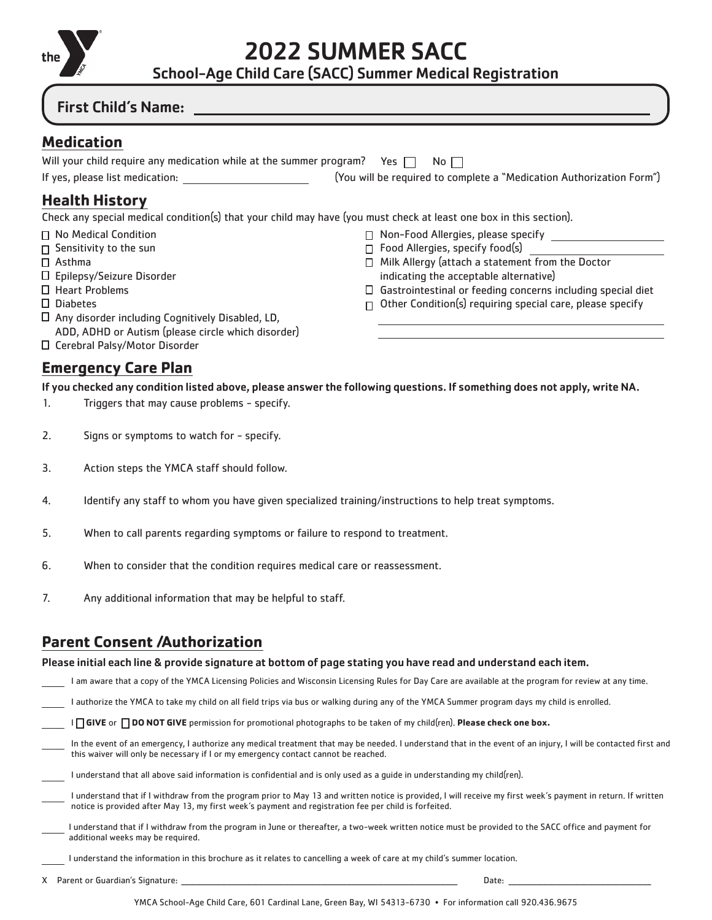# 2022 SUMMER SACC

## School-Age Child Care (SACC) Summer Medical Registration

**First Child's Name:** ______________________________

## Medication

Will your child require any medication while at the summer program? Yes ☐ No ☐

If yes, please list medication: ____________________ (You will be required to complete a "Medication Authorization Form")

## Health History

Check any special medical condition(s) that your child may have (you must check at least one box in this section).

- ☐ No Medical Condition
- ☐ Sensitivity to the sun
- ☐ Asthma
- ☐ Epilepsy/Seizure Disorder
- ☐ Heart Problems
- ☐ Diabetes
- ☐ Any disorder including Cognitively Disabled, LD, ADD, ADHD or Autism (please circle which disorder)
- ☐ Cerebral Palsy/Motor Disorder
- ☐ Non-Food Allergies, please specify ____________________
- ☐ Food Allergies, specify food(s) ____________________
- ☐ Milk Allergy (attach a statement from the Doctor indicating the acceptable alternative)
- ☐ Gastrointestinal or feeding concerns including special diet
- ☐ Other Condition(s) requiring special care, please specify

____________________________________________

____________________________________________

## Emergency Care Plan

**If you checked any condition listed above, please answer the following questions. If something does not apply, write NA.**

1. Triggers that may cause problems - specify.
2. Signs or symptoms to watch for - specify.
3. Action steps the YMCA staff should follow.
4. Identify any staff to whom you have given specialized training/instructions to help treat symptoms.
5. When to call parents regarding symptoms or failure to respond to treatment.
6. When to consider that the condition requires medical care or reassessment.
7. Any additional information that may be helpful to staff.

## Parent Consent /Authorization

**Please initial each line & provide signature at bottom of page stating you have read and understand each item.**

_____ I am aware that a copy of the YMCA Licensing Policies and Wisconsin Licensing Rules for Day Care are available at the program for review at any time.

_____ I authorize the YMCA to take my child on all field trips via bus or walking during any of the YMCA Summer program days my child is enrolled.

_____ I ☐ **GIVE** or ☐ **DO NOT GIVE** permission for promotional photographs to be taken of my child(ren). **Please check one box.**

_____ In the event of an emergency, I authorize any medical treatment that may be needed. I understand that in the event of an injury, I will be contacted first and this waiver will only be necessary if I or my emergency contact cannot be reached.

_____ I understand that all above said information is confidential and is only used as a guide in understanding my child(ren).

_____ I understand that if I withdraw from the program prior to May 13 and written notice is provided, I will receive my first week's payment in return. If written notice is provided after May 13, my first week's payment and registration fee per child is forfeited.

_____ I understand that if I withdraw from the program in June or thereafter, a two-week written notice must be provided to the SACC office and payment for additional weeks may be required.

_____ I understand the information in this brochure as it relates to cancelling a week of care at my child's summer location.

X Parent or Guardian's Signature: ______________________________ Date: ____________________

YMCA School-Age Child Care, 601 Cardinal Lane, Green Bay, WI 54313-6730 • For information call 920.436.9675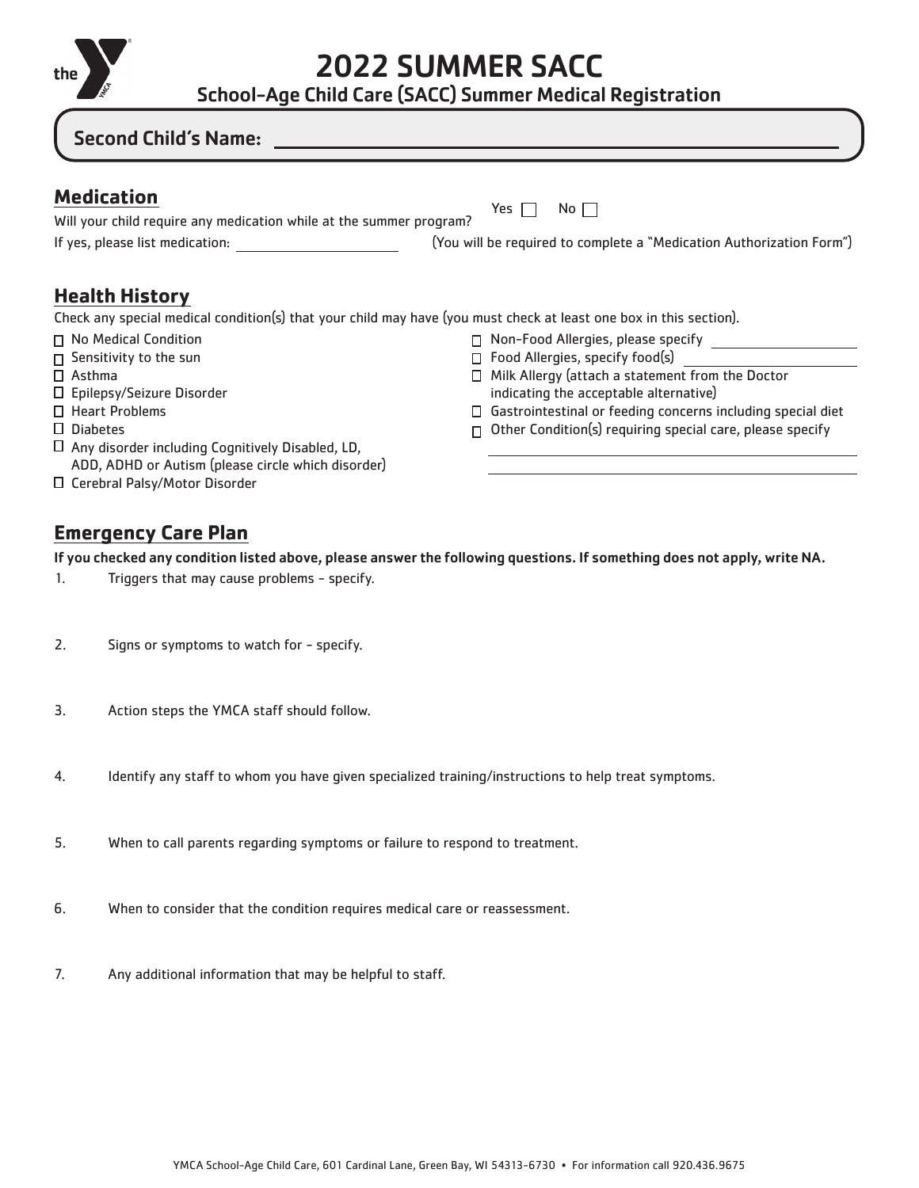# 2022 SUMMER SACC

## School-Age Child Care (SACC) Summer Medical Registration

**Second Child's Name:** ______________________________

## Medication

Will your child require any medication while at the summer program? Yes ☐ No ☐

If yes, please list medication: ____________________ (You will be required to complete a "Medication Authorization Form")

## Health History

Check any special medical condition(s) that your child may have (you must check at least one box in this section).

- ☐ No Medical Condition
- ☐ Sensitivity to the sun
- ☐ Asthma
- ☐ Epilepsy/Seizure Disorder
- ☐ Heart Problems
- ☐ Diabetes
- ☐ Any disorder including Cognitively Disabled, LD, ADD, ADHD or Autism (please circle which disorder)
- ☐ Cerebral Palsy/Motor Disorder
- ☐ Non-Food Allergies, please specify ____________________
- ☐ Food Allergies, specify food(s) ____________________
- ☐ Milk Allergy (attach a statement from the Doctor indicating the acceptable alternative)
- ☐ Gastrointestinal or feeding concerns including special diet
- ☐ Other Condition(s) requiring special care, please specify

____________________________________________

____________________________________________

## Emergency Care Plan

**If you checked any condition listed above, please answer the following questions. If something does not apply, write NA.**

1. Triggers that may cause problems - specify.

2. Signs or symptoms to watch for - specify.

3. Action steps the YMCA staff should follow.

4. Identify any staff to whom you have given specialized training/instructions to help treat symptoms.

5. When to call parents regarding symptoms or failure to respond to treatment.

6. When to consider that the condition requires medical care or reassessment.

7. Any additional information that may be helpful to staff.

YMCA School-Age Child Care, 601 Cardinal Lane, Green Bay, WI 54313-6730 • For information call 920.436.9675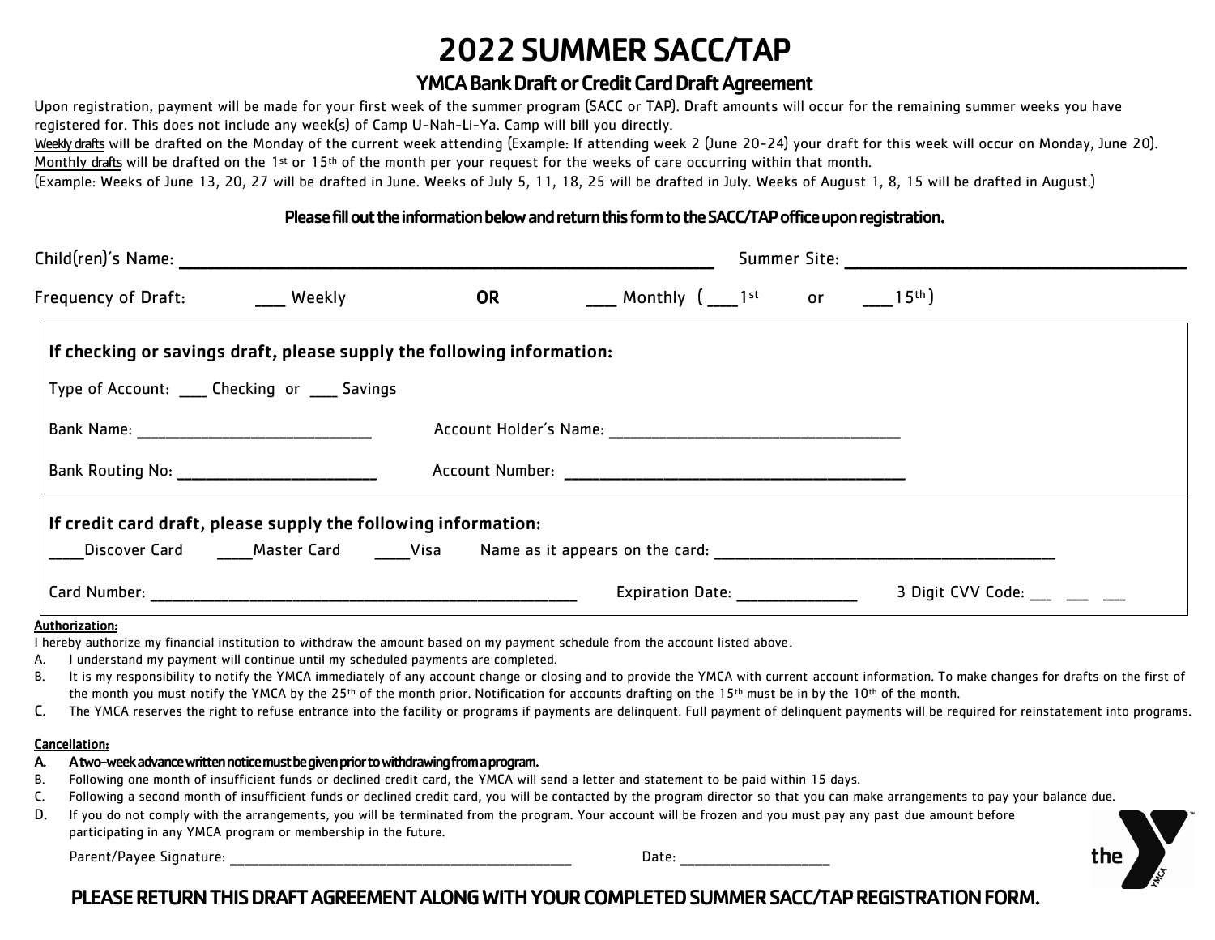# 2022 SUMMER SACC/TAP

## YMCA Bank Draft or Credit Card Draft Agreement

Upon registration, payment will be made for your first week of the summer program (SACC or TAP). Draft amounts will occur for the remaining summer weeks you have registered for. This does not include any week(s) of Camp U-Nah-Li-Ya. Camp will bill you directly.

Weekly drafts will be drafted on the Monday of the current week attending (Example: If attending week 2 (June 20-24) your draft for this week will occur on Monday, June 20).

Monthly drafts will be drafted on the 1st or 15th of the month per your request for the weeks of care occurring within that month.

(Example: Weeks of June 13, 20, 27 will be drafted in June. Weeks of July 5, 11, 18, 25 will be drafted in July. Weeks of August 1, 8, 15 will be drafted in August.)

**Please fill out the information below and return this form to the SACC/TAP office upon registration.**

Child(ren)'s Name: ______________________________ Summer Site: ______________________

Frequency of Draft: ___ Weekly **OR** ___ Monthly ( ___1st or ___15th )

**If checking or savings draft, please supply the following information:**

Type of Account: ___ Checking or ___ Savings

Bank Name: ____________________ Account Holder's Name: ________________________

Bank Routing No: ____________________ Account Number: ____________________________

**If credit card draft, please supply the following information:**

____Discover Card ____Master Card ____Visa Name as it appears on the card: ______________________________

Card Number: ____________________________________ Expiration Date: __________ 3 Digit CVV Code: ___ ___ ___

**Authorization:**

I hereby authorize my financial institution to withdraw the amount based on my payment schedule from the account listed above.

A. I understand my payment will continue until my scheduled payments are completed.

B. It is my responsibility to notify the YMCA immediately of any account change or closing and to provide the YMCA with current account information. To make changes for drafts on the first of the month you must notify the YMCA by the 25th of the month prior. Notification for accounts drafting on the 15th must be in by the 10th of the month.

C. The YMCA reserves the right to refuse entrance into the facility or programs if payments are delinquent. Full payment of delinquent payments will be required for reinstatement into programs.

**Cancellation:**

A. **A two-week advance written notice must be given prior to withdrawing from a program.**

B. Following one month of insufficient funds or declined credit card, the YMCA will send a letter and statement to be paid within 15 days.

C. Following a second month of insufficient funds or declined credit card, you will be contacted by the program director so that you can make arrangements to pay your balance due.

D. If you do not comply with the arrangements, you will be terminated from the program. Your account will be frozen and you must pay any past due amount before participating in any YMCA program or membership in the future.

Parent/Payee Signature: ______________________________ Date: ______________

**PLEASE RETURN THIS DRAFT AGREEMENT ALONG WITH YOUR COMPLETED SUMMER SACC/TAP REGISTRATION FORM.**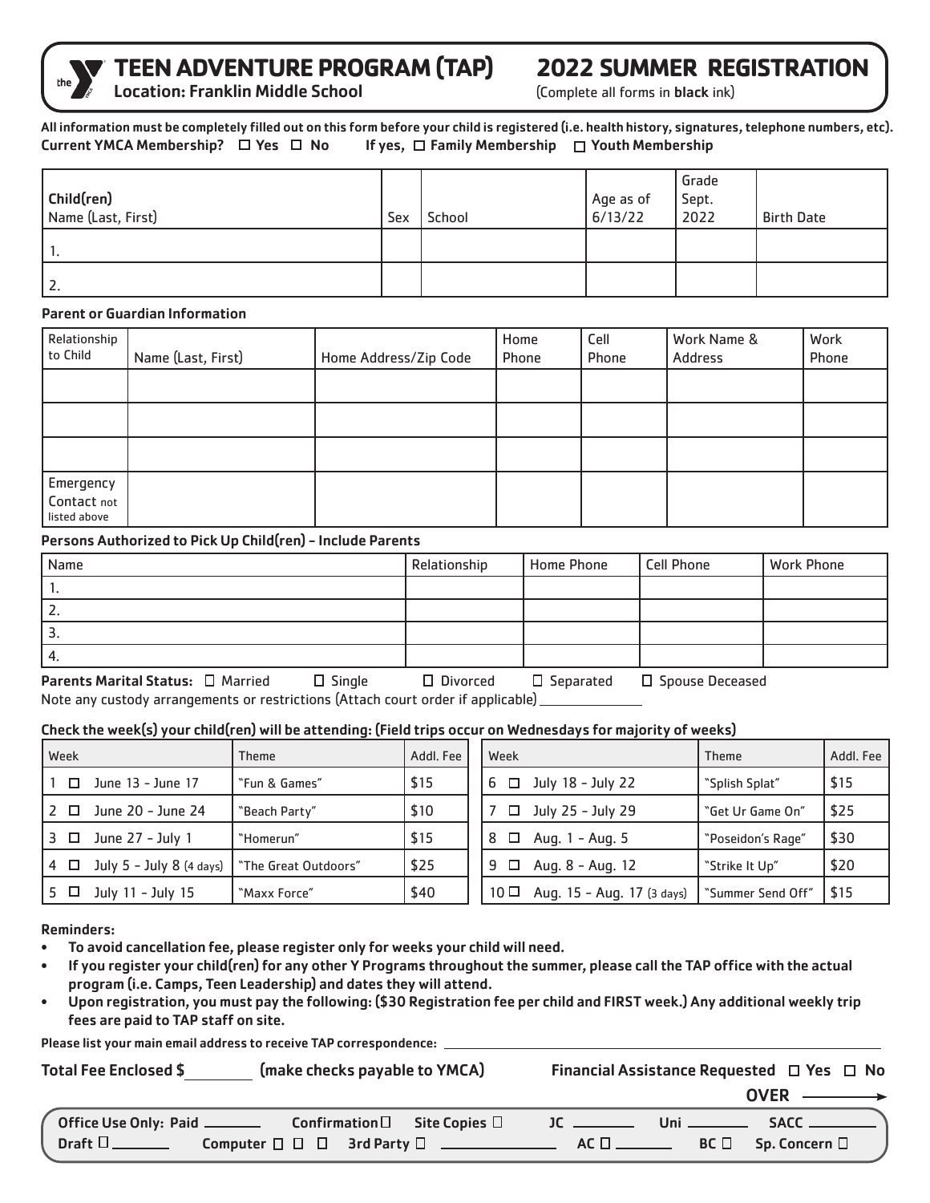# TEEN ADVENTURE PROGRAM (TAP)

**Location: Franklin Middle School**

# 2022 SUMMER REGISTRATION

(Complete all forms in **black** ink)

**All information must be completely filled out on this form before your child is registered (i.e. health history, signatures, telephone numbers, etc).**

**Current YMCA Membership?** ☐ **Yes** ☐ **No** **If yes,** ☐ **Family Membership** ☐ **Youth Membership**

| **Child(ren)** Name (Last, First) | Sex | School | Age as of 6/13/22 | Grade Sept. 2022 | Birth Date |
|---|---|---|---|---|---|
| 1. | | | | | |
| 2. | | | | | |

**Parent or Guardian Information**

| Relationship to Child | Name (Last, First) | Home Address/Zip Code | Home Phone | Cell Phone | Work Name & Address | Work Phone |
|---|---|---|---|---|---|---|
| | | | | | | |
| | | | | | | |
| | | | | | | |
| Emergency Contact not listed above | | | | | | |

**Persons Authorized to Pick Up Child(ren) – Include Parents**

| Name | Relationship | Home Phone | Cell Phone | Work Phone |
|---|---|---|---|---|
| 1. | | | | |
| 2. | | | | |
| 3. | | | | |
| 4. | | | | |

**Parents Marital Status:** ☐ Married ☐ Single ☐ Divorced ☐ Separated ☐ Spouse Deceased

Note any custody arrangements or restrictions (Attach court order if applicable) ____________

**Check the week(s) your child(ren) will be attending: (Field trips occur on Wednesdays for majority of weeks)**

| Week | Theme | Addl. Fee |
|---|---|---|
| 1 ☐ June 13 – June 17 | "Fun & Games" | $15 |
| 2 ☐ June 20 – June 24 | "Beach Party" | $10 |
| 3 ☐ June 27 – July 1 | "Homerun" | $15 |
| 4 ☐ July 5 – July 8 (4 days) | "The Great Outdoors" | $25 |
| 5 ☐ July 11 – July 15 | "Maxx Force" | $40 |
| 6 ☐ July 18 – July 22 | "Splish Splat" | $15 |
| 7 ☐ July 25 – July 29 | "Get Ur Game On" | $25 |
| 8 ☐ Aug. 1 – Aug. 5 | "Poseidon's Rage" | $30 |
| 9 ☐ Aug. 8 – Aug. 12 | "Strike It Up" | $20 |
| 10 ☐ Aug. 15 – Aug. 17 (3 days) | "Summer Send Off" | $15 |

**Reminders:**

- **To avoid cancellation fee, please register only for weeks your child will need.**
- **If you register your child(ren) for any other Y Programs throughout the summer, please call the TAP office with the actual program (i.e. Camps, Teen Leadership) and dates they will attend.**
- **Upon registration, you must pay the following: ($30 Registration fee per child and FIRST week.) Any additional weekly trip fees are paid to TAP staff on site.**

**Please list your main email address to receive TAP correspondence:** ____________

**Total Fee Enclosed $** ______ **(make checks payable to YMCA)** **Financial Assistance Requested** ☐ **Yes** ☐ **No**

**OVER** ⟶

**Office Use Only: Paid** ______ **Confirmation** ☐ **Site Copies** ☐ **JC** ______ **Uni** ______ **SACC** ______

**Draft** ☐ ______ **Computer** ☐ ☐ ☐ **3rd Party** ☐ ____________ **AC** ☐ ______ **BC** ☐ **Sp. Concern** ☐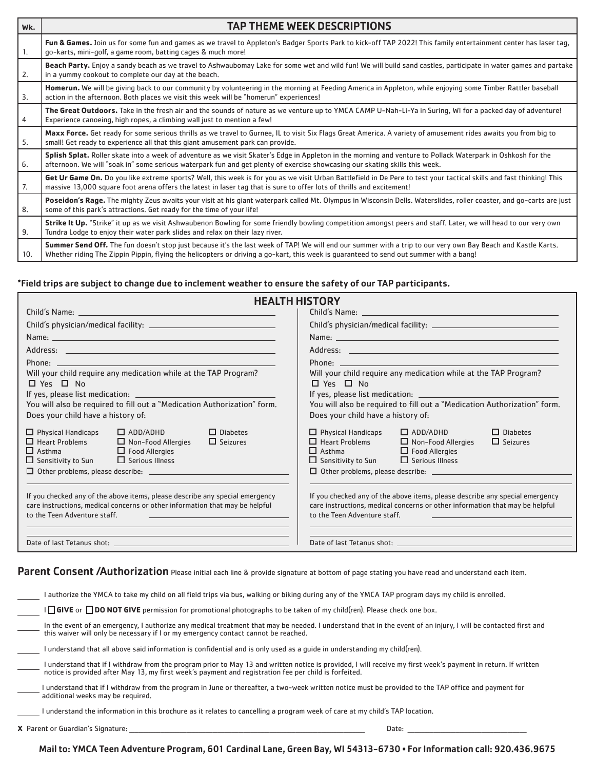| Wk. | TAP THEME WEEK DESCRIPTIONS |
| --- | --- |
| 1. | **Fun & Games.** Join us for some fun and games as we travel to Appleton's Badger Sports Park to kick-off TAP 2022! This family entertainment center has laser tag, go-karts, mini-golf, a game room, batting cages & much more! |
| 2. | **Beach Party.** Enjoy a sandy beach as we travel to Ashwaubomay Lake for some wet and wild fun! We will build sand castles, participate in water games and partake in a yummy cookout to complete our day at the beach. |
| 3. | **Homerun.** We will be giving back to our community by volunteering in the morning at Feeding America in Appleton, while enjoying some Timber Rattler baseball action in the afternoon. Both places we visit this week will be "homerun" experiences! |
| 4 | **The Great Outdoors.** Take in the fresh air and the sounds of nature as we venture up to YMCA CAMP U-Nah-Li-Ya in Suring, WI for a packed day of adventure! Experience canoeing, high ropes, a climbing wall just to mention a few! |
| 5. | **Maxx Force.** Get ready for some serious thrills as we travel to Gurnee, IL to visit Six Flags Great America. A variety of amusement rides awaits you from big to small! Get ready to experience all that this giant amusement park can provide. |
| 6. | **Splish Splat.** Roller skate into a week of adventure as we visit Skater's Edge in Appleton in the morning and venture to Pollack Waterpark in Oshkosh for the afternoon. We will "soak in" some serious waterpark fun and get plenty of exercise showcasing our skating skills this week. |
| 7. | **Get Ur Game On.** Do you like extreme sports? Well, this week is for you as we visit Urban Battlefield in De Pere to test your tactical skills and fast thinking! This massive 13,000 square foot arena offers the latest in laser tag that is sure to offer lots of thrills and excitement! |
| 8. | **Poseidon's Rage.** The mighty Zeus awaits your visit at his giant waterpark called Mt. Olympus in Wisconsin Dells. Waterslides, roller coaster, and go-carts are just some of this park's attractions. Get ready for the time of your life! |
| 9. | **Strike It Up.** "Strike" it up as we visit Ashwaubenon Bowling for some friendly bowling competition amongst peers and staff. Later, we will head to our very own Tundra Lodge to enjoy their water park slides and relax on their lazy river. |
| 10. | **Summer Send Off.** The fun doesn't stop just because it's the last week of TAP! We will end our summer with a trip to our very own Bay Beach and Kastle Karts. Whether riding The Zippin Pippin, flying the helicopters or driving a go-kart, this week is guaranteed to send out summer with a bang! |

**\*Field trips are subject to change due to inclement weather to ensure the safety of our TAP participants.**

## HEALTH HISTORY

Child's Name: ______________________

Child's physician/medical facility: ______________________

Name: ______________________

Address: ______________________

Phone: ______________________

Will your child require any medication while at the TAP Program?
☐ Yes ☐ No

If yes, please list medication: ______________________

You will also be required to fill out a "Medication Authorization" form.

Does your child have a history of:

☐ Physical Handicaps ☐ ADD/ADHD ☐ Diabetes
☐ Heart Problems ☐ Non-Food Allergies ☐ Seizures
☐ Asthma ☐ Food Allergies
☐ Sensitivity to Sun ☐ Serious Illness
☐ Other problems, please describe: ______________________

If you checked any of the above items, please describe any special emergency care instructions, medical concerns or other information that may be helpful to the Teen Adventure staff. ______________________

Date of last Tetanus shot: ______________________

Child's Name: ______________________

Child's physician/medical facility: ______________________

Name: ______________________

Address: ______________________

Phone: ______________________

Will your child require any medication while at the TAP Program?
☐ Yes ☐ No

If yes, please list medication: ______________________

You will also be required to fill out a "Medication Authorization" form.

Does your child have a history of:

☐ Physical Handicaps ☐ ADD/ADHD ☐ Diabetes
☐ Heart Problems ☐ Non-Food Allergies ☐ Seizures
☐ Asthma ☐ Food Allergies
☐ Sensitivity to Sun ☐ Serious Illness
☐ Other problems, please describe: ______________________

If you checked any of the above items, please describe any special emergency care instructions, medical concerns or other information that may be helpful to the Teen Adventure staff. ______________________

Date of last Tetanus shot: ______________________

## Parent Consent /Authorization

Please initial each line & provide signature at bottom of page stating you have read and understand each item.

_____ I authorize the YMCA to take my child on all field trips via bus, walking or biking during any of the YMCA TAP program days my child is enrolled.

_____ I ☐ **GIVE** or ☐ **DO NOT GIVE** permission for promotional photographs to be taken of my child(ren). Please check one box.

_____ In the event of an emergency, I authorize any medical treatment that may be needed. I understand that in the event of an injury, I will be contacted first and this waiver will only be necessary if I or my emergency contact cannot be reached.

_____ I understand that all above said information is confidential and is only used as a guide in understanding my child(ren).

_____ I understand that if I withdraw from the program prior to May 13 and written notice is provided, I will receive my first week's payment in return. If written notice is provided after May 13, my first week's payment and registration fee per child is forfeited.

_____ I understand that if I withdraw from the program in June or thereafter, a two-week written notice must be provided to the TAP office and payment for additional weeks may be required.

_____ I understand the information in this brochure as it relates to cancelling a program week of care at my child's TAP location.

**X** Parent or Guardian's Signature: ______________________ Date: ______________________

**Mail to: YMCA Teen Adventure Program, 601 Cardinal Lane, Green Bay, WI 54313-6730 • For Information call: 920.436.9675**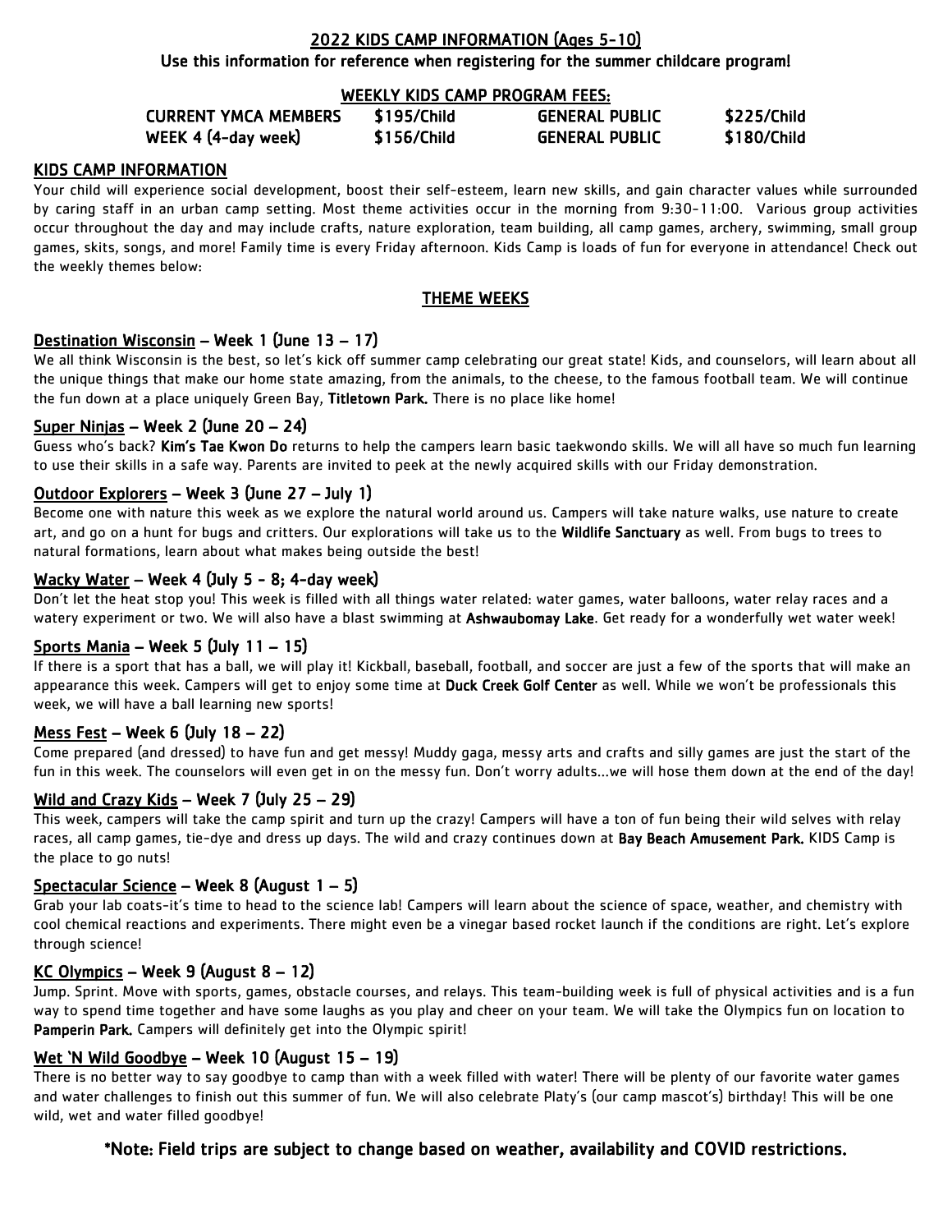# 2022 KIDS CAMP INFORMATION (Ages 5-10)

**Use this information for reference when registering for the summer childcare program!**

## WEEKLY KIDS CAMP PROGRAM FEES:

| | | | |
|---|---|---|---|
| CURRENT YMCA MEMBERS | $195/Child | GENERAL PUBLIC | $225/Child |
| WEEK 4 (4-day week) | $156/Child | GENERAL PUBLIC | $180/Child |

## KIDS CAMP INFORMATION

Your child will experience social development, boost their self-esteem, learn new skills, and gain character values while surrounded by caring staff in an urban camp setting. Most theme activities occur in the morning from 9:30-11:00. Various group activities occur throughout the day and may include crafts, nature exploration, team building, all camp games, archery, swimming, small group games, skits, songs, and more! Family time is every Friday afternoon. Kids Camp is loads of fun for everyone in attendance! Check out the weekly themes below:

## THEME WEEKS

### Destination Wisconsin – Week 1 (June 13 – 17)

We all think Wisconsin is the best, so let's kick off summer camp celebrating our great state! Kids, and counselors, will learn about all the unique things that make our home state amazing, from the animals, to the cheese, to the famous football team. We will continue the fun down at a place uniquely Green Bay, **Titletown Park.** There is no place like home!

### Super Ninjas – Week 2 (June 20 – 24)

Guess who's back? **Kim's Tae Kwon Do** returns to help the campers learn basic taekwondo skills. We will all have so much fun learning to use their skills in a safe way. Parents are invited to peek at the newly acquired skills with our Friday demonstration.

### Outdoor Explorers – Week 3 (June 27 – July 1)

Become one with nature this week as we explore the natural world around us. Campers will take nature walks, use nature to create art, and go on a hunt for bugs and critters. Our explorations will take us to the **Wildlife Sanctuary** as well. From bugs to trees to natural formations, learn about what makes being outside the best!

### Wacky Water – Week 4 (July 5 - 8; 4-day week)

Don't let the heat stop you! This week is filled with all things water related: water games, water balloons, water relay races and a watery experiment or two. We will also have a blast swimming at **Ashwaubomay Lake**. Get ready for a wonderfully wet water week!

### Sports Mania – Week 5 (July 11 – 15)

If there is a sport that has a ball, we will play it! Kickball, baseball, football, and soccer are just a few of the sports that will make an appearance this week. Campers will get to enjoy some time at **Duck Creek Golf Center** as well. While we won't be professionals this week, we will have a ball learning new sports!

### Mess Fest – Week 6 (July 18 – 22)

Come prepared (and dressed) to have fun and get messy! Muddy gaga, messy arts and crafts and silly games are just the start of the fun in this week. The counselors will even get in on the messy fun. Don't worry adults…we will hose them down at the end of the day!

### Wild and Crazy Kids – Week 7 (July 25 – 29)

This week, campers will take the camp spirit and turn up the crazy! Campers will have a ton of fun being their wild selves with relay races, all camp games, tie-dye and dress up days. The wild and crazy continues down at **Bay Beach Amusement Park.** KIDS Camp is the place to go nuts!

### Spectacular Science – Week 8 (August 1 – 5)

Grab your lab coats-it's time to head to the science lab! Campers will learn about the science of space, weather, and chemistry with cool chemical reactions and experiments. There might even be a vinegar based rocket launch if the conditions are right. Let's explore through science!

### KC Olympics – Week 9 (August 8 – 12)

Jump. Sprint. Move with sports, games, obstacle courses, and relays. This team-building week is full of physical activities and is a fun way to spend time together and have some laughs as you play and cheer on your team. We will take the Olympics fun on location to **Pamperin Park.** Campers will definitely get into the Olympic spirit!

### Wet 'N Wild Goodbye – Week 10 (August 15 – 19)

There is no better way to say goodbye to camp than with a week filled with water! There will be plenty of our favorite water games and water challenges to finish out this summer of fun. We will also celebrate Platy's (our camp mascot's) birthday! This will be one wild, wet and water filled goodbye!

**\*Note: Field trips are subject to change based on weather, availability and COVID restrictions.**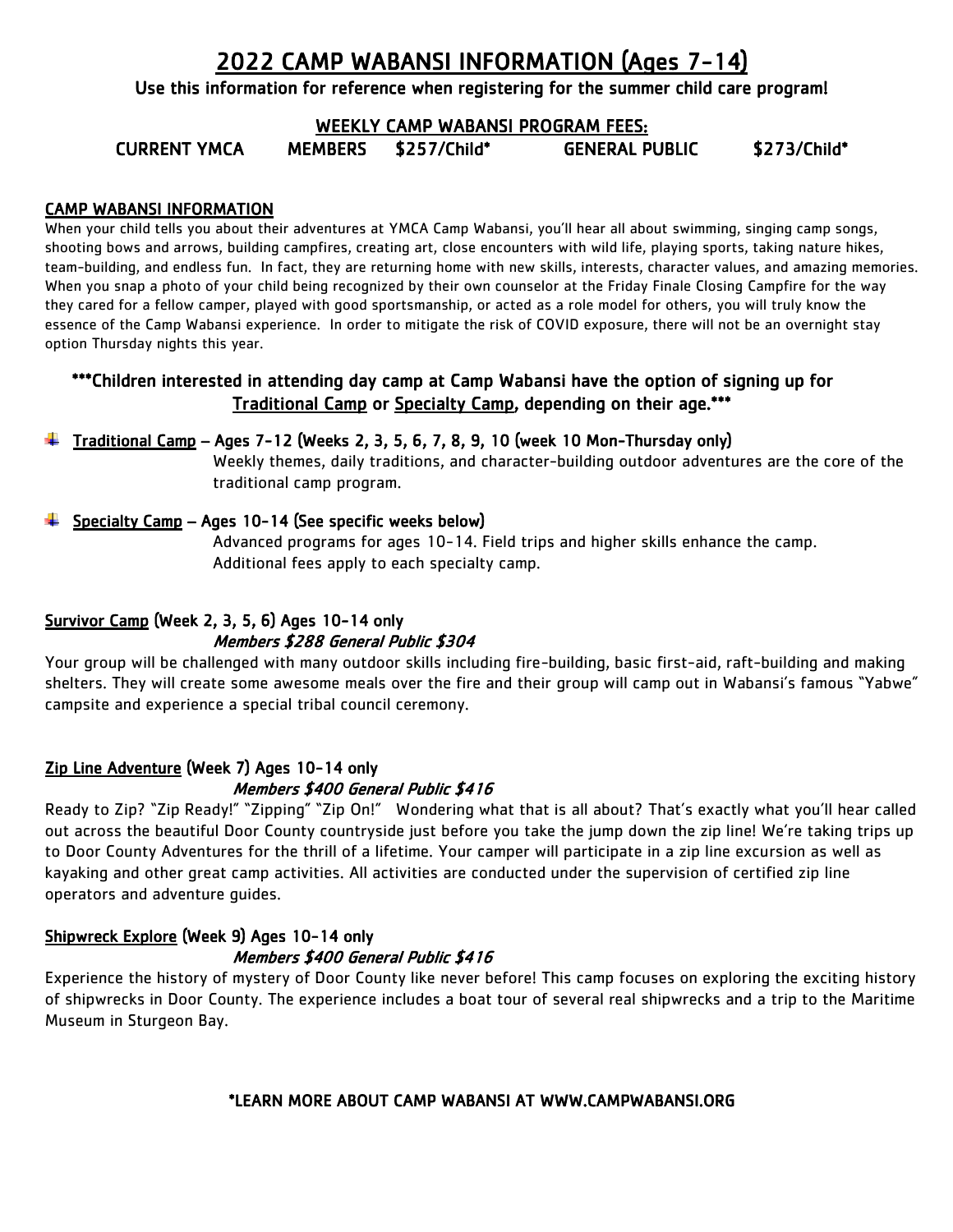# 2022 CAMP WABANSI INFORMATION (Ages 7-14)

**Use this information for reference when registering for the summer child care program!**

## WEEKLY CAMP WABANSI PROGRAM FEES:

**CURRENT YMCA MEMBERS $257/Child* GENERAL PUBLIC $273/Child***

### CAMP WABANSI INFORMATION

When your child tells you about their adventures at YMCA Camp Wabansi, you'll hear all about swimming, singing camp songs, shooting bows and arrows, building campfires, creating art, close encounters with wild life, playing sports, taking nature hikes, team-building, and endless fun. In fact, they are returning home with new skills, interests, character values, and amazing memories. When you snap a photo of your child being recognized by their own counselor at the Friday Finale Closing Campfire for the way they cared for a fellow camper, played with good sportsmanship, or acted as a role model for others, you will truly know the essence of the Camp Wabansi experience. In order to mitigate the risk of COVID exposure, there will not be an overnight stay option Thursday nights this year.

***Children interested in attending day camp at Camp Wabansi have the option of signing up for Traditional Camp or Specialty Camp, depending on their age.***

- **Traditional Camp – Ages 7-12 (Weeks 2, 3, 5, 6, 7, 8, 9, 10 (week 10 Mon-Thursday only)**
  Weekly themes, daily traditions, and character-building outdoor adventures are the core of the traditional camp program.
- **Specialty Camp – Ages 10-14 (See specific weeks below)**
  Advanced programs for ages 10-14. Field trips and higher skills enhance the camp. Additional fees apply to each specialty camp.

### Survivor Camp (Week 2, 3, 5, 6) Ages 10-14 only

*Members $288 General Public $304*

Your group will be challenged with many outdoor skills including fire-building, basic first-aid, raft-building and making shelters. They will create some awesome meals over the fire and their group will camp out in Wabansi's famous "Yabwe" campsite and experience a special tribal council ceremony.

### Zip Line Adventure (Week 7) Ages 10-14 only

*Members $400 General Public $416*

Ready to Zip? "Zip Ready!" "Zipping" "Zip On!" Wondering what that is all about? That's exactly what you'll hear called out across the beautiful Door County countryside just before you take the jump down the zip line! We're taking trips up to Door County Adventures for the thrill of a lifetime. Your camper will participate in a zip line excursion as well as kayaking and other great camp activities. All activities are conducted under the supervision of certified zip line operators and adventure guides.

### Shipwreck Explore (Week 9) Ages 10-14 only

*Members $400 General Public $416*

Experience the history of mystery of Door County like never before! This camp focuses on exploring the exciting history of shipwrecks in Door County. The experience includes a boat tour of several real shipwrecks and a trip to the Maritime Museum in Sturgeon Bay.

**\*LEARN MORE ABOUT CAMP WABANSI AT WWW.CAMPWABANSI.ORG**